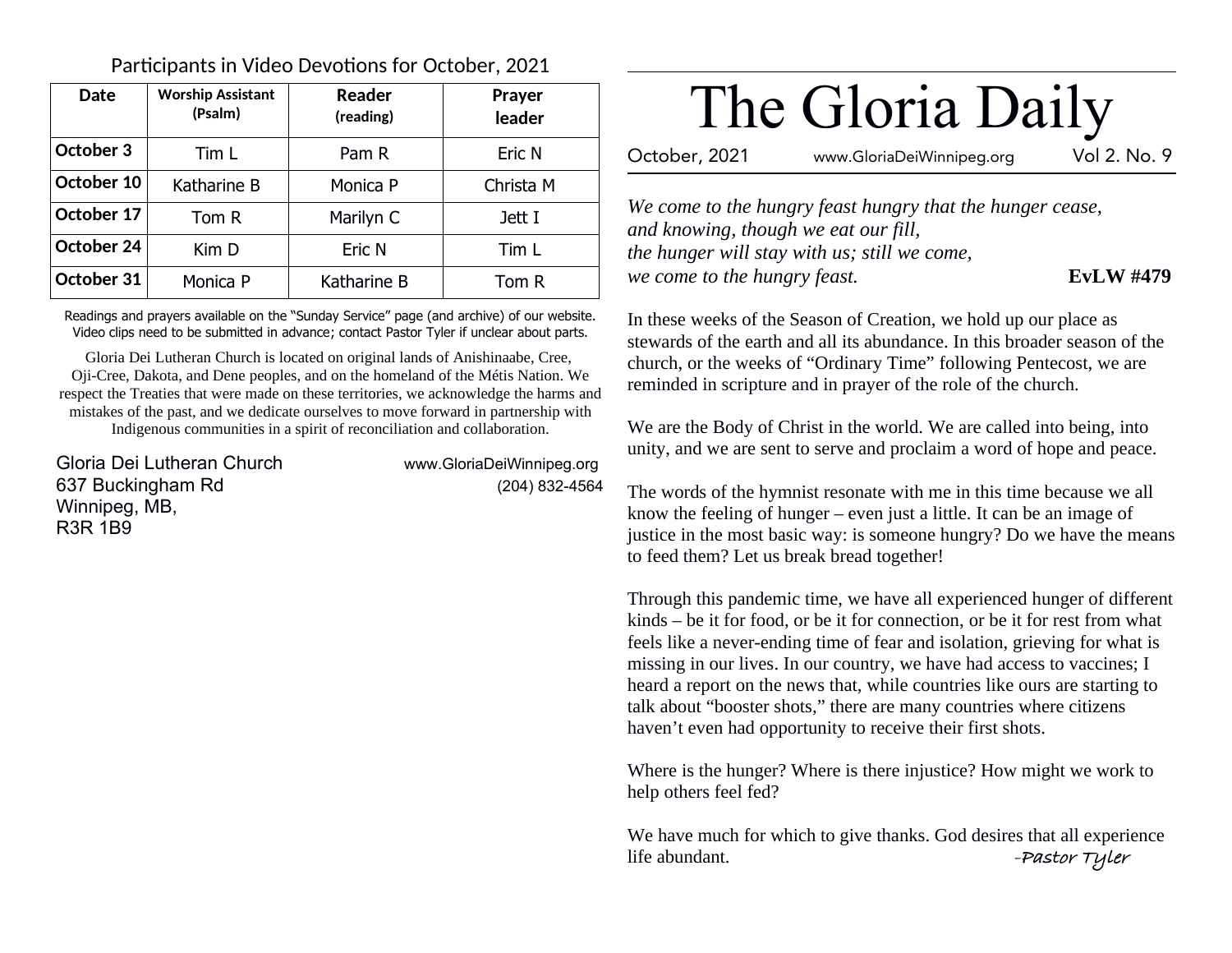Participants in Video Devotions for October, 2021

| Date | Worship Assistant (Psalm) | Reader (reading) | Prayer leader |
|---|---|---|---|
| **October 3** | Tim L | Pam R | Eric N |
| **October 10** | Katharine B | Monica P | Christa M |
| **October 17** | Tom R | Marilyn C | Jett I |
| **October 24** | Kim D | Eric N | Tim L |
| **October 31** | Monica P | Katharine B | Tom R |

Readings and prayers available on the "Sunday Service" page (and archive) of our website. Video clips need to be submitted in advance; contact Pastor Tyler if unclear about parts.

Gloria Dei Lutheran Church is located on original lands of Anishinaabe, Cree, Oji-Cree, Dakota, and Dene peoples, and on the homeland of the Métis Nation. We respect the Treaties that were made on these territories, we acknowledge the harms and mistakes of the past, and we dedicate ourselves to move forward in partnership with Indigenous communities in a spirit of reconciliation and collaboration.

Gloria Dei Lutheran Church
637 Buckingham Rd
Winnipeg, MB,
R3R 1B9

www.GloriaDeiWinnipeg.org
(204) 832-4564

# The Gloria Daily

October, 2021 | www.GloriaDeiWinnipeg.org | Vol 2. No. 9

*We come to the hungry feast hungry that the hunger cease,*
*and knowing, though we eat our fill,*
*the hunger will stay with us; still we come,*
*we come to the hungry feast.* **EvLW #479**

In these weeks of the Season of Creation, we hold up our place as stewards of the earth and all its abundance. In this broader season of the church, or the weeks of "Ordinary Time" following Pentecost, we are reminded in scripture and in prayer of the role of the church.

We are the Body of Christ in the world. We are called into being, into unity, and we are sent to serve and proclaim a word of hope and peace.

The words of the hymnist resonate with me in this time because we all know the feeling of hunger – even just a little. It can be an image of justice in the most basic way: is someone hungry? Do we have the means to feed them? Let us break bread together!

Through this pandemic time, we have all experienced hunger of different kinds – be it for food, or be it for connection, or be it for rest from what feels like a never-ending time of fear and isolation, grieving for what is missing in our lives. In our country, we have had access to vaccines; I heard a report on the news that, while countries like ours are starting to talk about "booster shots," there are many countries where citizens haven't even had opportunity to receive their first shots.

Where is the hunger? Where is there injustice? How might we work to help others feel fed?

We have much for which to give thanks. God desires that all experience life abundant. -Pastor Tyler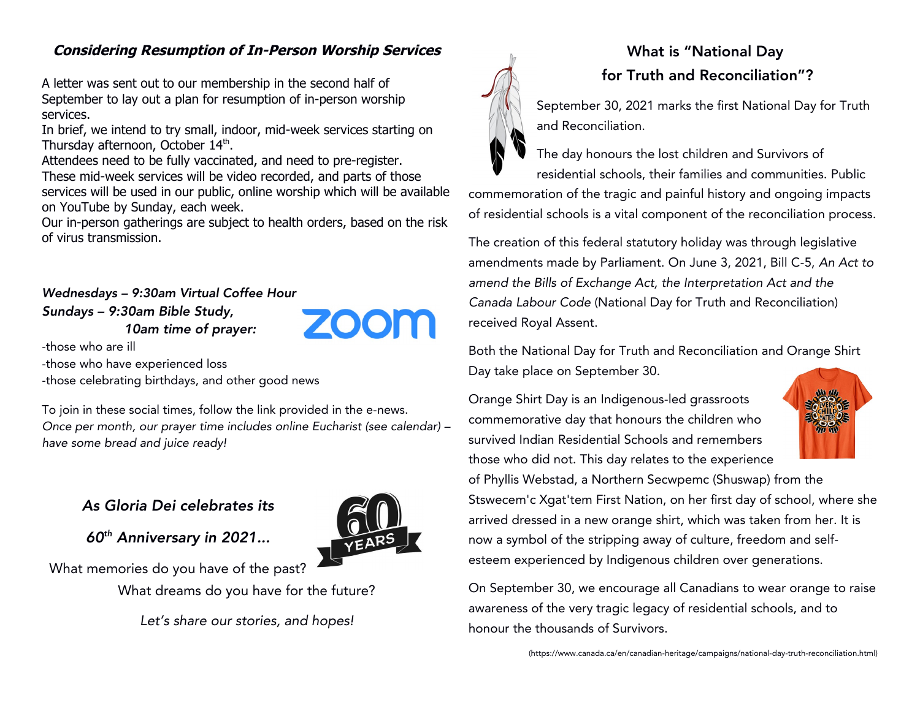### ***Considering Resumption of In-Person Worship Services***

A letter was sent out to our membership in the second half of September to lay out a plan for resumption of in-person worship services.

In brief, we intend to try small, indoor, mid-week services starting on Thursday afternoon, October 14th.

Attendees need to be fully vaccinated, and need to pre-register.

These mid-week services will be video recorded, and parts of those services will be used in our public, online worship which will be available on YouTube by Sunday, each week.

Our in-person gatherings are subject to health orders, based on the risk of virus transmission.

*Wednesdays – 9:30am Virtual Coffee Hour*
*Sundays – 9:30am Bible Study,*
*10am time of prayer:*

-those who are ill
-those who have experienced loss
-those celebrating birthdays, and other good news

To join in these social times, follow the link provided in the e-news.
*Once per month, our prayer time includes online Eucharist (see calendar) – have some bread and juice ready!*

*As Gloria Dei celebrates its*

*60th Anniversary in 2021…*

What memories do you have of the past?
What dreams do you have for the future?

*Let's share our stories, and hopes!*

## What is "National Day for Truth and Reconciliation"?

September 30, 2021 marks the first National Day for Truth and Reconciliation.

The day honours the lost children and Survivors of residential schools, their families and communities. Public commemoration of the tragic and painful history and ongoing impacts of residential schools is a vital component of the reconciliation process.

The creation of this federal statutory holiday was through legislative amendments made by Parliament. On June 3, 2021, Bill C-5, *An Act to amend the Bills of Exchange Act, the Interpretation Act and the Canada Labour Code* (National Day for Truth and Reconciliation) received Royal Assent.

Both the National Day for Truth and Reconciliation and Orange Shirt Day take place on September 30.

Orange Shirt Day is an Indigenous-led grassroots commemorative day that honours the children who survived Indian Residential Schools and remembers those who did not. This day relates to the experience of Phyllis Webstad, a Northern Secwpemc (Shuswap) from the Stswecem'c Xgat'tem First Nation, on her first day of school, where she arrived dressed in a new orange shirt, which was taken from her. It is now a symbol of the stripping away of culture, freedom and self-esteem experienced by Indigenous children over generations.

On September 30, we encourage all Canadians to wear orange to raise awareness of the very tragic legacy of residential schools, and to honour the thousands of Survivors.

(https://www.canada.ca/en/canadian-heritage/campaigns/national-day-truth-reconciliation.html)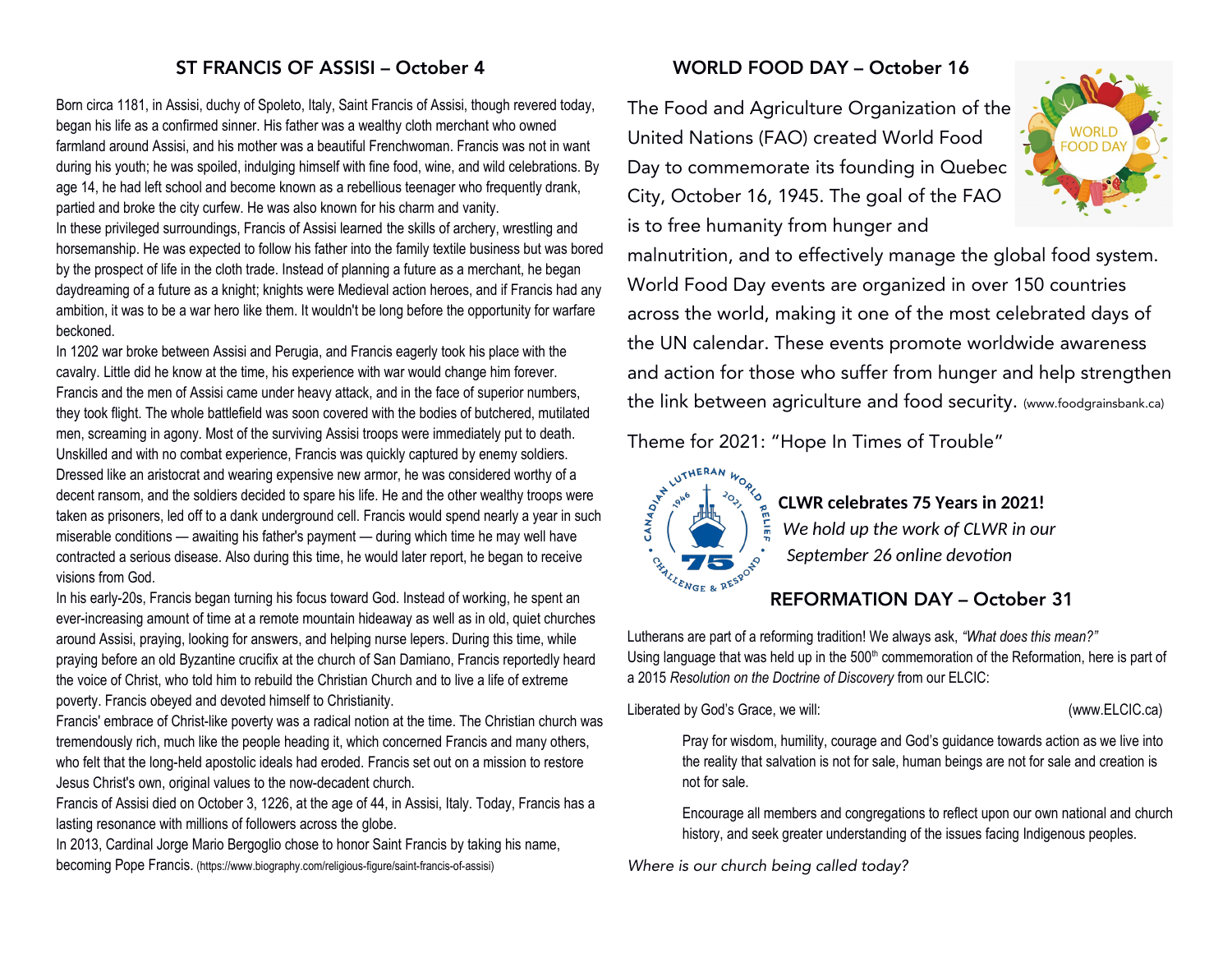## ST FRANCIS OF ASSISI – October 4

Born circa 1181, in Assisi, duchy of Spoleto, Italy, Saint Francis of Assisi, though revered today, began his life as a confirmed sinner. His father was a wealthy cloth merchant who owned farmland around Assisi, and his mother was a beautiful Frenchwoman. Francis was not in want during his youth; he was spoiled, indulging himself with fine food, wine, and wild celebrations. By age 14, he had left school and become known as a rebellious teenager who frequently drank, partied and broke the city curfew. He was also known for his charm and vanity.

In these privileged surroundings, Francis of Assisi learned the skills of archery, wrestling and horsemanship. He was expected to follow his father into the family textile business but was bored by the prospect of life in the cloth trade. Instead of planning a future as a merchant, he began daydreaming of a future as a knight; knights were Medieval action heroes, and if Francis had any ambition, it was to be a war hero like them. It wouldn't be long before the opportunity for warfare beckoned.

In 1202 war broke between Assisi and Perugia, and Francis eagerly took his place with the cavalry. Little did he know at the time, his experience with war would change him forever. Francis and the men of Assisi came under heavy attack, and in the face of superior numbers, they took flight. The whole battlefield was soon covered with the bodies of butchered, mutilated men, screaming in agony. Most of the surviving Assisi troops were immediately put to death. Unskilled and with no combat experience, Francis was quickly captured by enemy soldiers. Dressed like an aristocrat and wearing expensive new armor, he was considered worthy of a decent ransom, and the soldiers decided to spare his life. He and the other wealthy troops were taken as prisoners, led off to a dank underground cell. Francis would spend nearly a year in such miserable conditions — awaiting his father's payment — during which time he may well have contracted a serious disease. Also during this time, he would later report, he began to receive visions from God.

In his early-20s, Francis began turning his focus toward God. Instead of working, he spent an ever-increasing amount of time at a remote mountain hideaway as well as in old, quiet churches around Assisi, praying, looking for answers, and helping nurse lepers. During this time, while praying before an old Byzantine crucifix at the church of San Damiano, Francis reportedly heard the voice of Christ, who told him to rebuild the Christian Church and to live a life of extreme poverty. Francis obeyed and devoted himself to Christianity.

Francis' embrace of Christ-like poverty was a radical notion at the time. The Christian church was tremendously rich, much like the people heading it, which concerned Francis and many others, who felt that the long-held apostolic ideals had eroded. Francis set out on a mission to restore Jesus Christ's own, original values to the now-decadent church.

Francis of Assisi died on October 3, 1226, at the age of 44, in Assisi, Italy. Today, Francis has a lasting resonance with millions of followers across the globe.

In 2013, Cardinal Jorge Mario Bergoglio chose to honor Saint Francis by taking his name, becoming Pope Francis. (https://www.biography.com/religious-figure/saint-francis-of-assisi)

## WORLD FOOD DAY – October 16

The Food and Agriculture Organization of the United Nations (FAO) created World Food Day to commemorate its founding in Quebec City, October 16, 1945. The goal of the FAO is to free humanity from hunger and malnutrition, and to effectively manage the global food system. World Food Day events are organized in over 150 countries across the world, making it one of the most celebrated days of the UN calendar. These events promote worldwide awareness and action for those who suffer from hunger and help strengthen the link between agriculture and food security. (www.foodgrainsbank.ca)

Theme for 2021: "Hope In Times of Trouble"

**CLWR celebrates 75 Years in 2021!**

*We hold up the work of CLWR in our September 26 online devotion*

## REFORMATION DAY – October 31

Lutherans are part of a reforming tradition! We always ask, *"What does this mean?"* Using language that was held up in the 500th commemoration of the Reformation, here is part of a 2015 *Resolution on the Doctrine of Discovery* from our ELCIC:

Liberated by God's Grace, we will: (www.ELCIC.ca)

> Pray for wisdom, humility, courage and God's guidance towards action as we live into the reality that salvation is not for sale, human beings are not for sale and creation is not for sale.
>
> Encourage all members and congregations to reflect upon our own national and church history, and seek greater understanding of the issues facing Indigenous peoples.

*Where is our church being called today?*